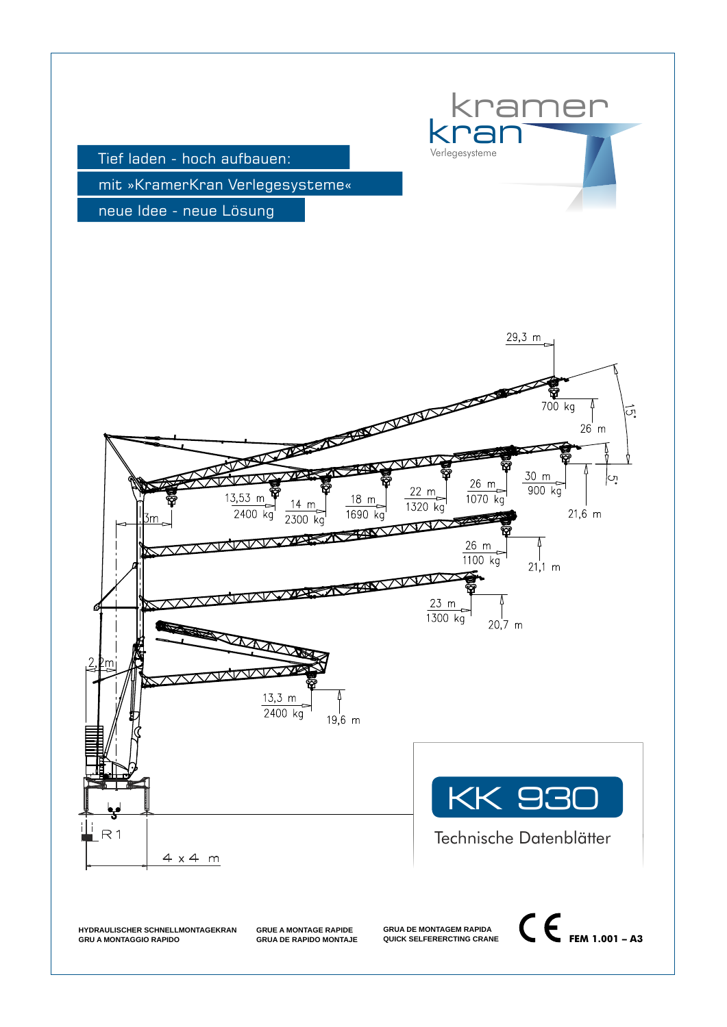kramer kran

Verlegesysteme

Tief laden - hoch aufbauen:

mit »KramerKran Verlegesysteme«

neue Idee - neue Lösung

29,3 m

700 kg

26 m

15°

5°

30 m

900 kg

21,6 m

13,53 m

2400 kg

14 m

2300 kg

18 m

1690 kg

22 m

1320 kg

26 m

1070 kg

3m

26 m

1100 kg

21,1 m

23 m

1300 kg

20,7 m

2,2m

13,3 m

2400 kg

19,6 m

R 1

4 x 4 m

# KK 930

## Technische Datenblätter

**HYDRAULISCHER SCHNELLMONTAGEKRAN**
**GRU A MONTAGGIO RAPIDO**

**GRUE A MONTAGE RAPIDE**
**GRUA DE RAPIDO MONTAJE**

**GRUA DE MONTAGEM RAPIDA**
**QUICK SELFERERCTING CRANE**

CE **FEM 1.001 – A3**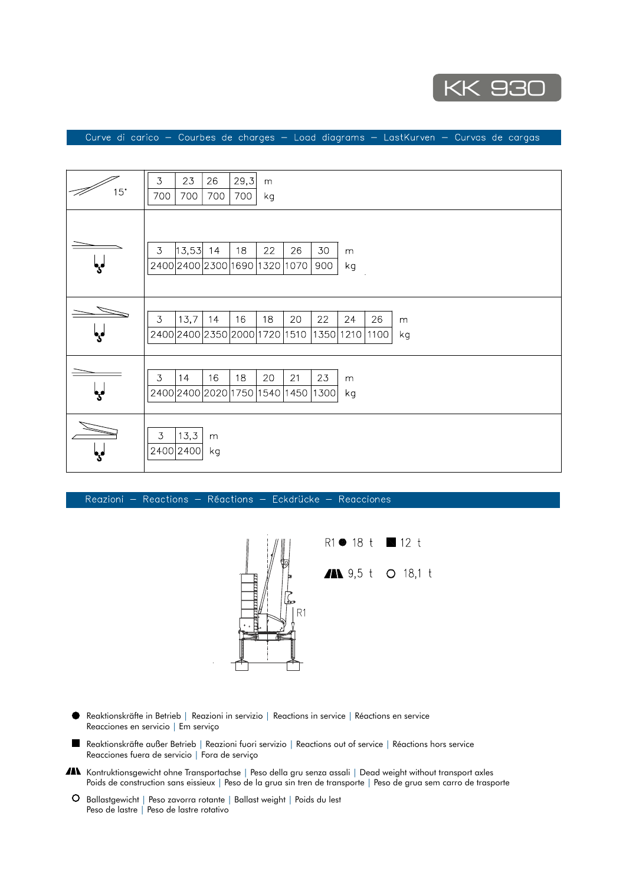KK 930

## Curve di carico – Courbes de charges – Load diagrams – LastKurven – Curvas de cargas

15°

| 3 | 23 | 26 | 29,3 | m |
|---|---|---|---|---|
| 700 | 700 | 700 | 700 | kg |

| 3 | 13,53 | 14 | 18 | 22 | 26 | 30 | m |
|---|---|---|---|---|---|---|---|
| 2400 | 2400 | 2300 | 1690 | 1320 | 1070 | 900 | kg |

| 3 | 13,7 | 14 | 16 | 18 | 20 | 22 | 24 | 26 | m |
|---|---|---|---|---|---|---|---|---|---|
| 2400 | 2400 | 2350 | 2000 | 1720 | 1510 | 1350 | 1210 | 1100 | kg |

| 3 | 14 | 16 | 18 | 20 | 21 | 23 | m |
|---|---|---|---|---|---|---|---|
| 2400 | 2400 | 2020 | 1750 | 1540 | 1450 | 1300 | kg |

| 3 | 13,3 | m |
|---|---|---|
| 2400 | 2400 | kg |

## Reazioni – Reactions – Réactions – Eckdrücke – Reacciones

R1

R1 ● 18 t ■ 12 t

▲▲ 9,5 t ○ 18,1 t

● Reaktionskräfte in Betrieb | Reazioni in servizio | Reactions in service | Réactions en service
Reacciones en servicio | Em serviço

■ Reaktionskräfte außer Betrieb | Reazioni fuori servizio | Reactions out of service | Réactions hors service
Reacciones fuera de servicio | Fora de serviço

▲▲ Kontruktionsgewicht ohne Transportachse | Peso della gru senza assali | Dead weight without transport axles
Poids de construction sans eissieux | Peso de la grua sin tren de transporte | Peso de grua sem carro de trasporte

○ Ballastgewicht | Peso zavorra rotante | Ballast weight | Poids du lest
Peso de lastre | Peso de lastre rotativo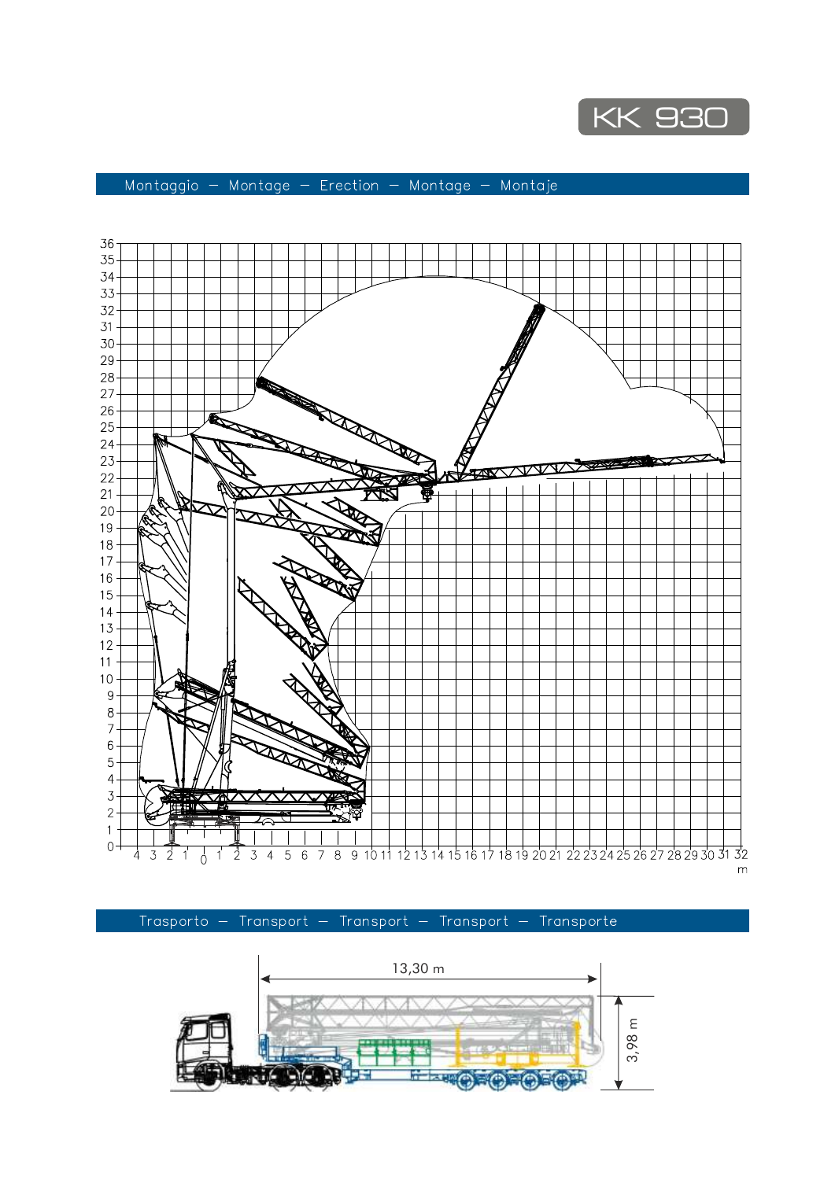# KK 930

## Montaggio — Montage — Erection — Montage — Montaje

## Trasporto — Transport — Transport — Transport — Transporte

13,30 m

3,98 m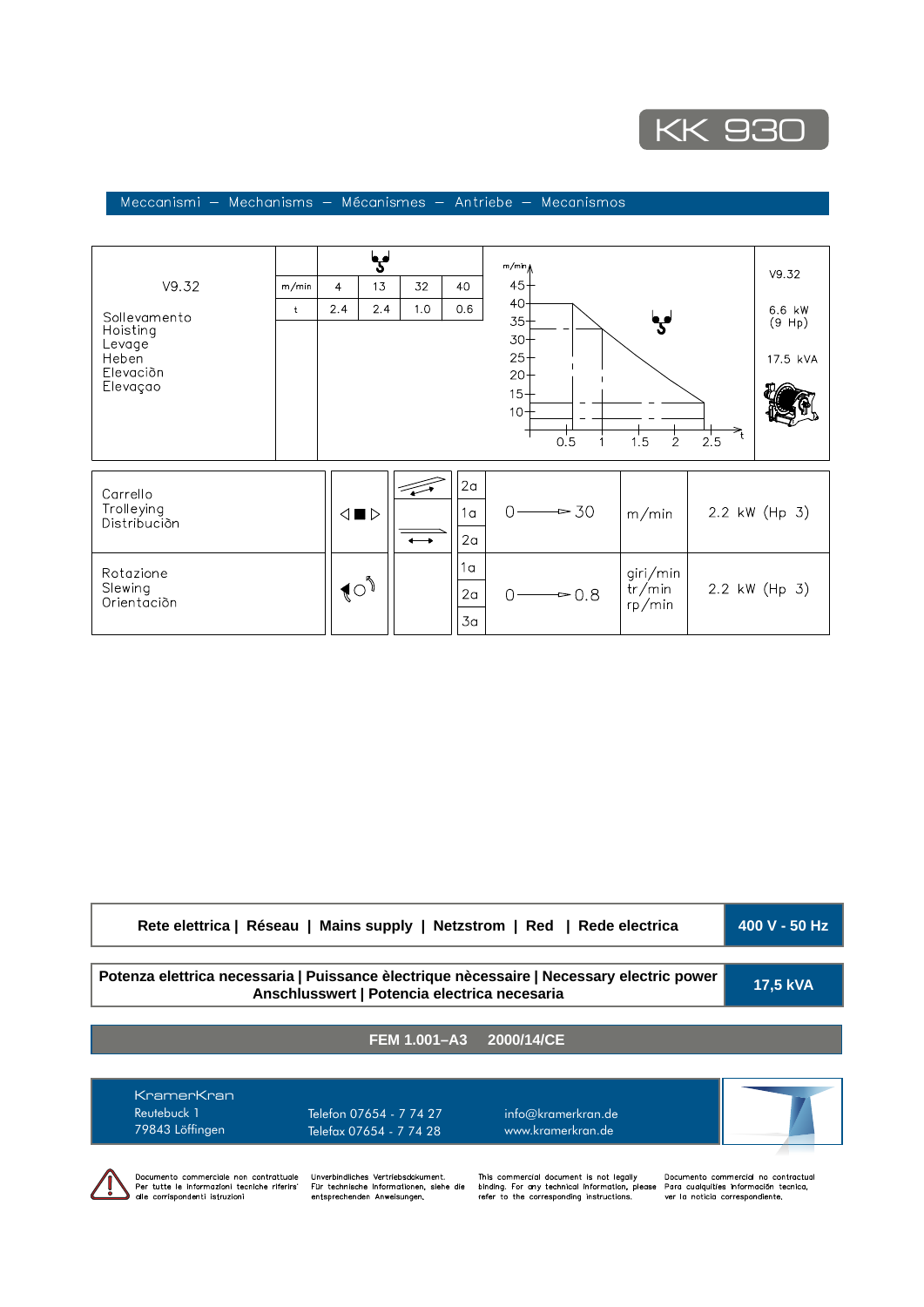# KK 930

## Meccanismi — Mechanisms — Mécanismes — Antriebe — Mecanismos

V9.32

Sollevamento
Hoisting
Levage
Heben
Elevaciòn
Elevaçao

| | | | | |
|---|---|---|---|---|
| m/min | 4 | 13 | 32 | 40 |
| t | 2.4 | 2.4 | 1.0 | 0.6 |

m/min
45
40
35
30
25
20
15
10
0.5
1
1.5
2
2.5
t

V9.32

6.6 kW
(9 Hp)

17.5 kVA

| | | | | | |
|---|---|---|---|---|---|
| Carrello<br>Trolleying<br>Distribuciòn | 2a<br>1a<br>2a | 0 ——▷ 30 | m/min | 2.2 kW (Hp 3) |
| Rotazione<br>Slewing<br>Orientaciòn | 1a<br>2a<br>3a | 0 ——▷ 0.8 | giri/min<br>tr/min<br>rp/min | 2.2 kW (Hp 3) |

| | |
|---|---|
| **Rete elettrica \| Réseau \| Mains supply \| Netzstrom \| Red \| Rede electrica** | **400 V - 50 Hz** |
| **Potenza elettrica necessaria \| Puissance èlectrique nècessaire \| Necessary electric power Anschlusswert \| Potencia electrica necesaria** | **17,5 kVA** |

**FEM 1.001–A3 2000/14/CE**

KramerKran
Reutebuck 1
79843 Löffingen

Telefon 07654 - 7 74 27
Telefax 07654 - 7 74 28

info@kramerkran.de
www.kramerkran.de

Documento commerciale non contrattuale Per tutte le informazioni tecniche riferirsi alle corrispondenti istruzioni

Unverbindliches Vertriebsdokument. Für technische Informationen, siehe die entsprechenden Anweisungen.

This commercial document is not legally binding. For any technical information, please refer to the corresponding instructions.

Documento commercial no contractual Para cualquities información tecnica, ver la noticia correspondiente.